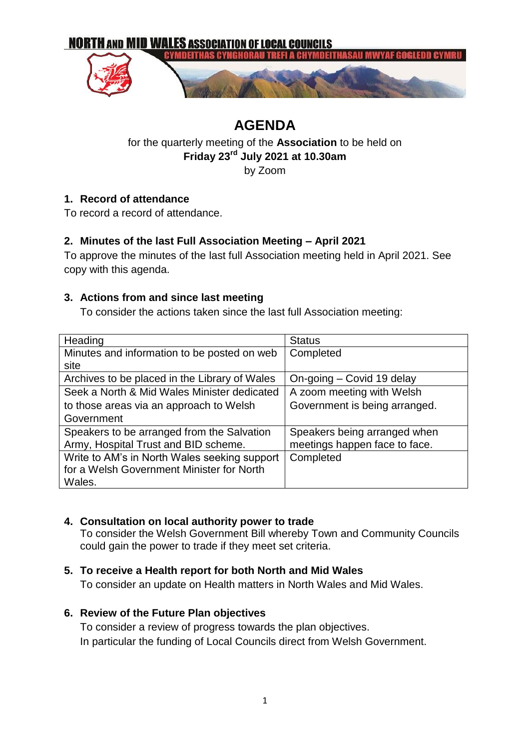NORTH AND MID WALES ASSOCIATION OF LOCAL COUNCILS

CYMDEITHAS CYNGHORAU TREFI A CHYMDEITHASAU MWYAF GOGLEDD CYMRU

# AGENDA

for the quarterly meeting of the **Association** to be held on

**Friday 23rd July 2021 at 10.30am**

by Zoom

## 1. Record of attendance

To record a record of attendance.

## 2. Minutes of the last Full Association Meeting – April 2021

To approve the minutes of the last full Association meeting held in April 2021. See copy with this agenda.

## 3. Actions from and since last meeting

To consider the actions taken since the last full Association meeting:

| Heading | Status |
|---|---|
| Minutes and information to be posted on web site | Completed |
| Archives to be placed in the Library of Wales | On-going – Covid 19 delay |
| Seek a North & Mid Wales Minister dedicated to those areas via an approach to Welsh Government | A zoom meeting with Welsh Government is being arranged. |
| Speakers to be arranged from the Salvation Army, Hospital Trust and BID scheme. | Speakers being arranged when meetings happen face to face. |
| Write to AM's in North Wales seeking support for a Welsh Government Minister for North Wales. | Completed |

## 4. Consultation on local authority power to trade

To consider the Welsh Government Bill whereby Town and Community Councils could gain the power to trade if they meet set criteria.

## 5. To receive a Health report for both North and Mid Wales

To consider an update on Health matters in North Wales and Mid Wales.

## 6. Review of the Future Plan objectives

To consider a review of progress towards the plan objectives.
In particular the funding of Local Councils direct from Welsh Government.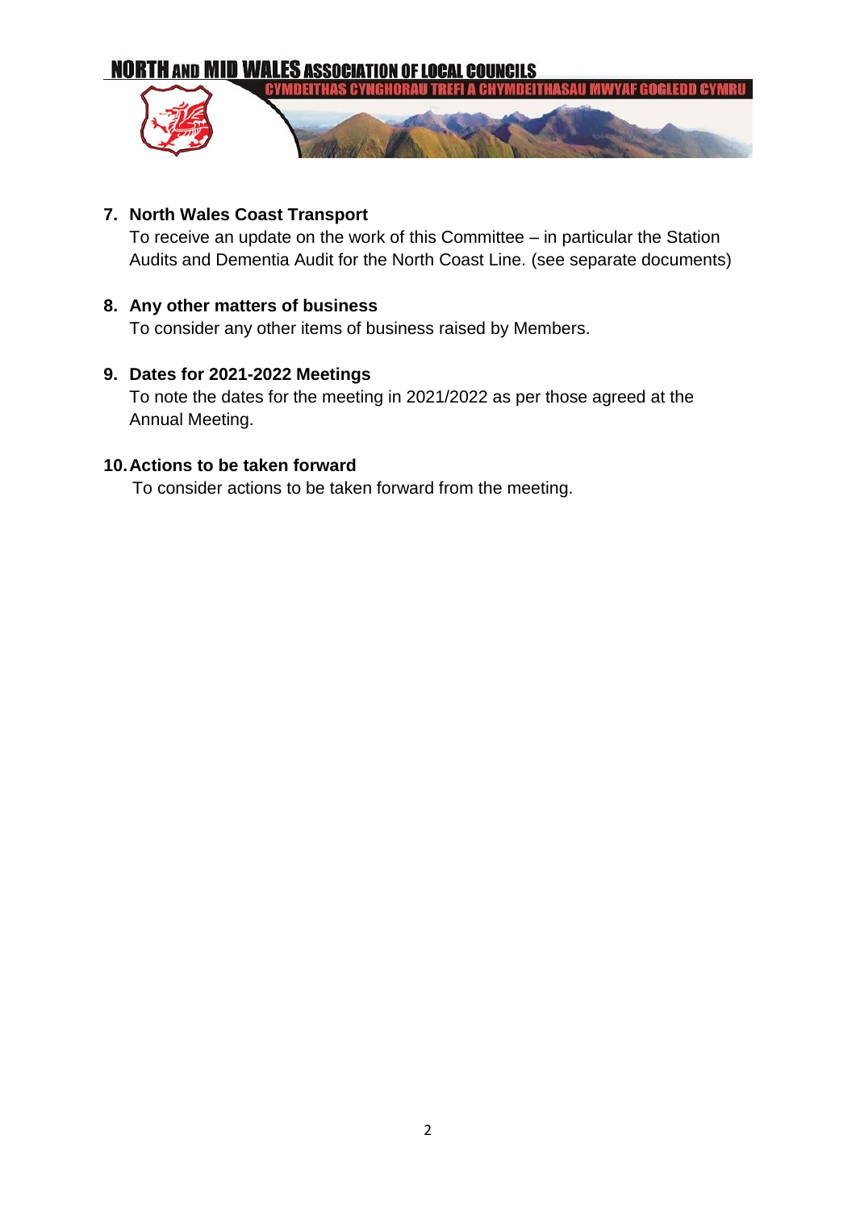7. **North Wales Coast Transport**
   To receive an update on the work of this Committee – in particular the Station Audits and Dementia Audit for the North Coast Line. (see separate documents)

8. **Any other matters of business**
   To consider any other items of business raised by Members.

9. **Dates for 2021-2022 Meetings**
   To note the dates for the meeting in 2021/2022 as per those agreed at the Annual Meeting.

10. **Actions to be taken forward**
    To consider actions to be taken forward from the meeting.